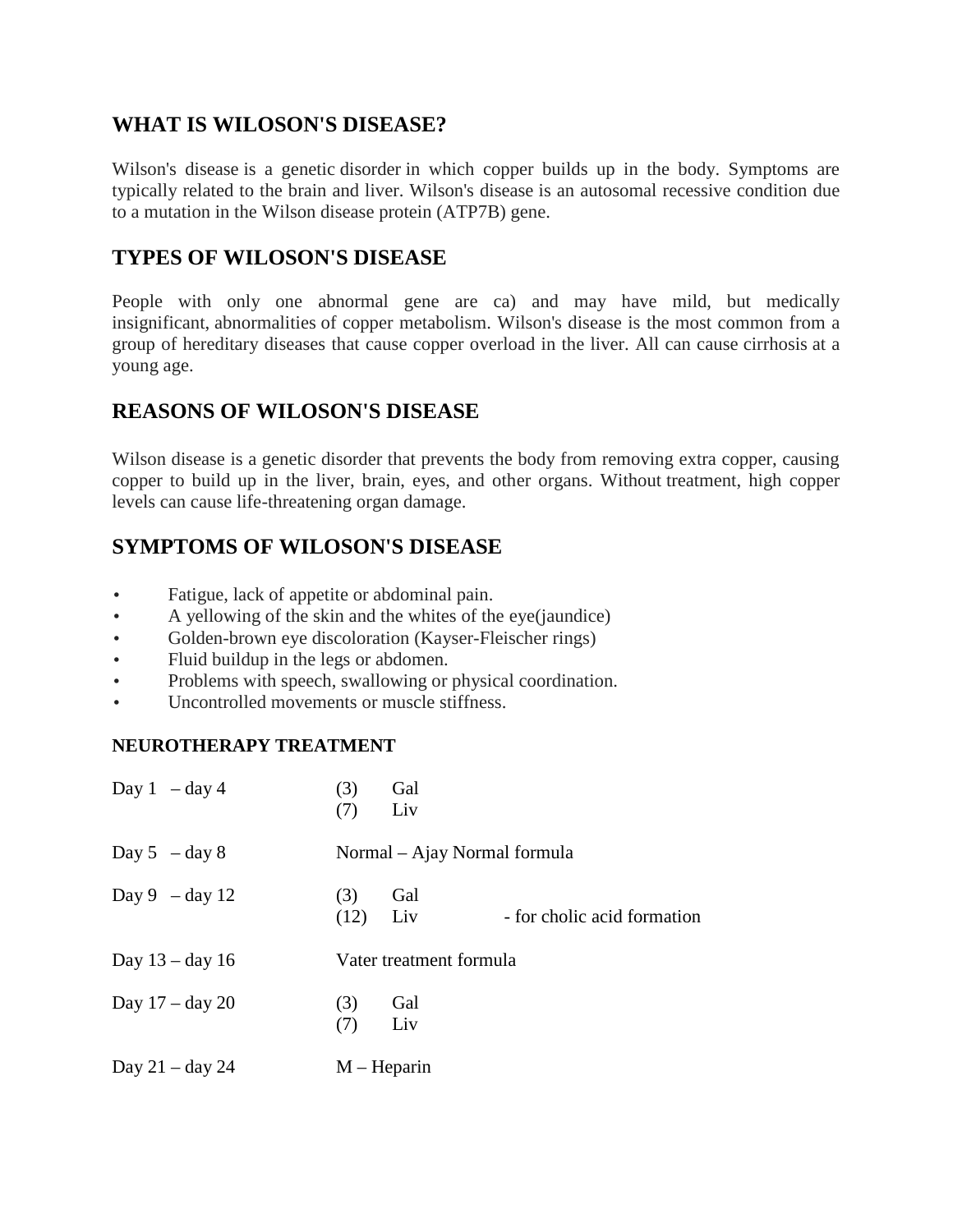## WHAT IS WILOSON'S DISEASE?

Wilson's disease is a genetic disorder in which copper builds up in the body. Symptoms are typically related to the brain and liver. Wilson's disease is an autosomal recessive condition due to a mutation in the Wilson disease protein (ATP7B) gene.

## TYPES OF WILOSON'S DISEASE

People with only one abnormal gene are ca) and may have mild, but medically insignificant, abnormalities of copper metabolism. Wilson's disease is the most common from a group of hereditary diseases that cause copper overload in the liver. All can cause cirrhosis at a young age.

## REASONS OF WILOSON'S DISEASE

Wilson disease is a genetic disorder that prevents the body from removing extra copper, causing copper to build up in the liver, brain, eyes, and other organs. Without treatment, high copper levels can cause life-threatening organ damage.

## SYMPTOMS OF WILOSON'S DISEASE

- Fatigue, lack of appetite or abdominal pain.
- A yellowing of the skin and the whites of the eye(jaundice)
- Golden-brown eye discoloration (Kayser-Fleischer rings)
- Fluid buildup in the legs or abdomen.
- Problems with speech, swallowing or physical coordination.
- Uncontrolled movements or muscle stiffness.

### NEUROTHERAPY TREATMENT

| | | |
|---|---|---|
| Day 1 – day 4 | (3) Gal<br>(7) Liv | |
| Day 5 – day 8 | Normal – Ajay Normal formula | |
| Day 9 – day 12 | (3) Gal<br>(12) Liv | - for cholic acid formation |
| Day 13 – day 16 | Vater treatment formula | |
| Day 17 – day 20 | (3) Gal<br>(7) Liv | |
| Day 21 – day 24 | M – Heparin | |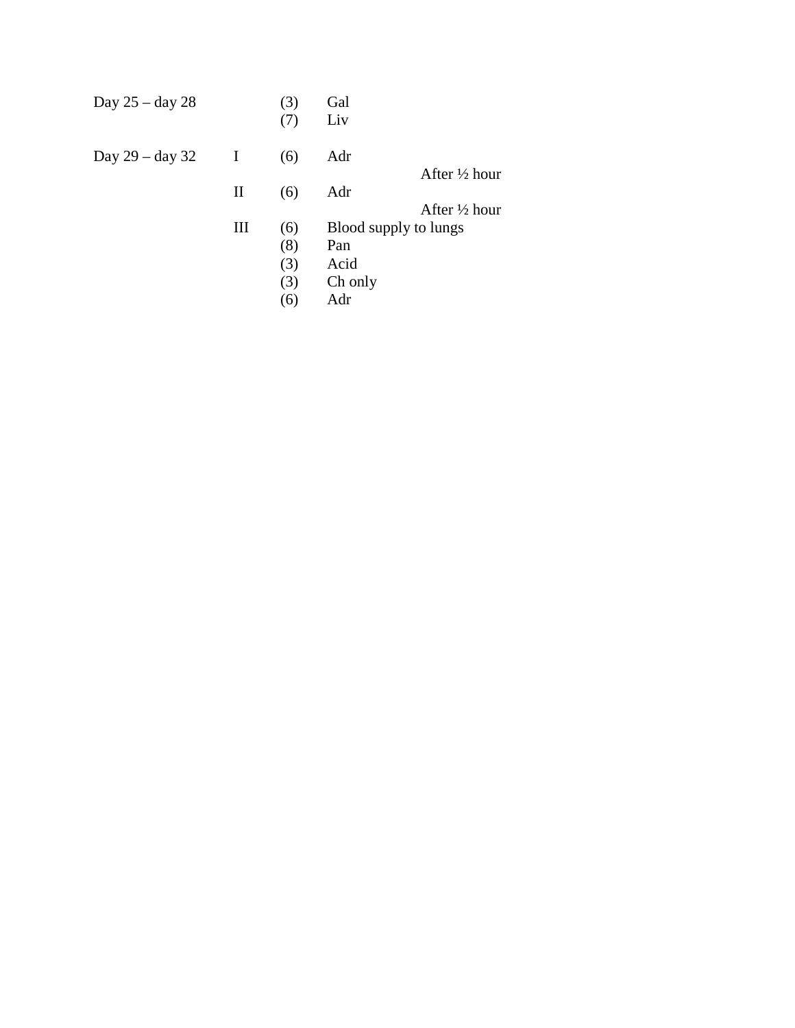| | | | | |
|---|---|---|---|---|
| Day 25 – day 28 | | (3) | Gal | |
| | | (7) | Liv | |
| Day 29 – day 32 | I | (6) | Adr | |
| | | | | After ½ hour |
| | II | (6) | Adr | |
| | | | | After ½ hour |
| | III | (6) | Blood supply to lungs | |
| | | (8) | Pan | |
| | | (3) | Acid | |
| | | (3) | Ch only | |
| | | (6) | Adr | |